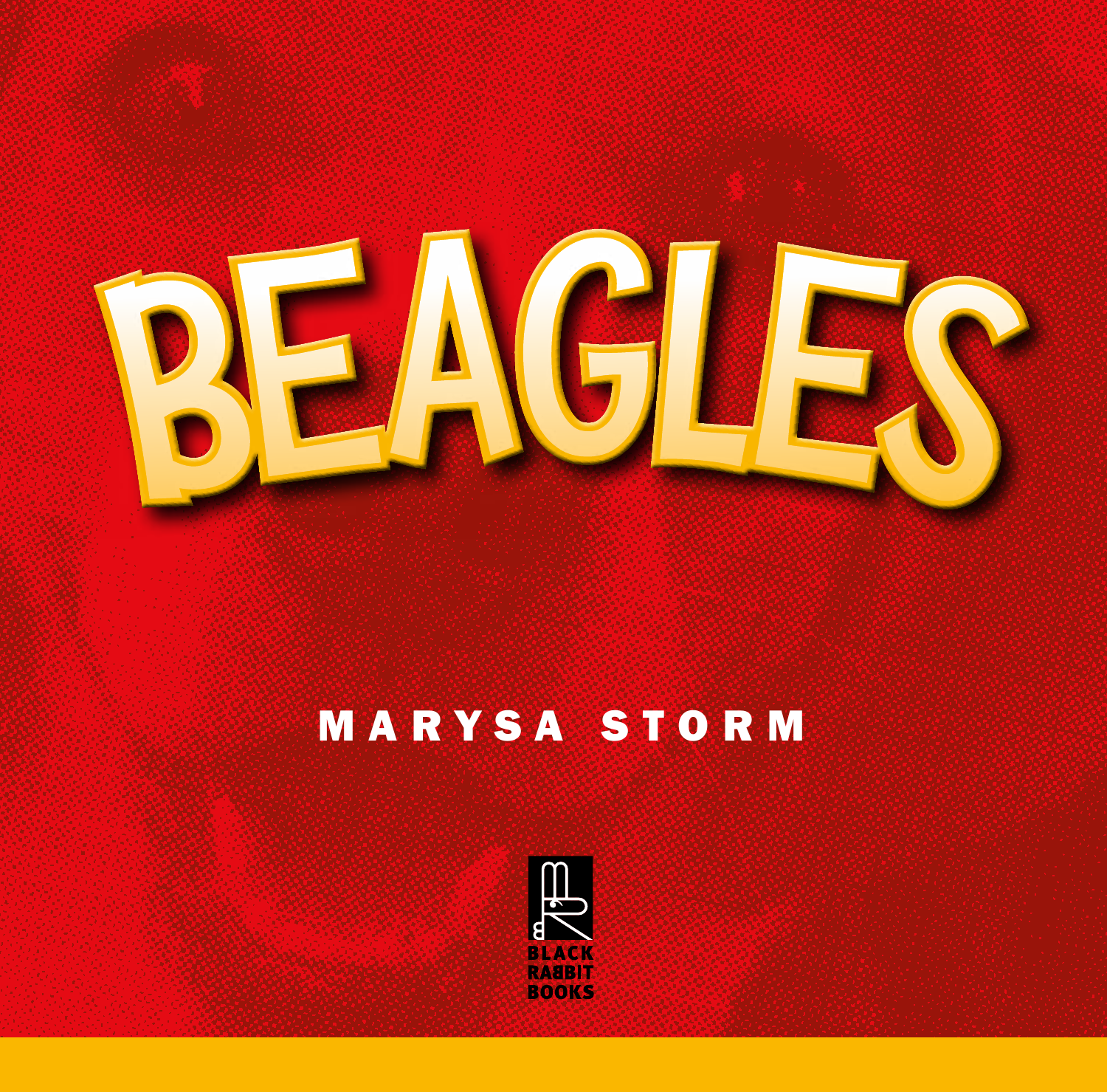# BEAGLES

MARYSA STORM

BLACK RABBIT BOOKS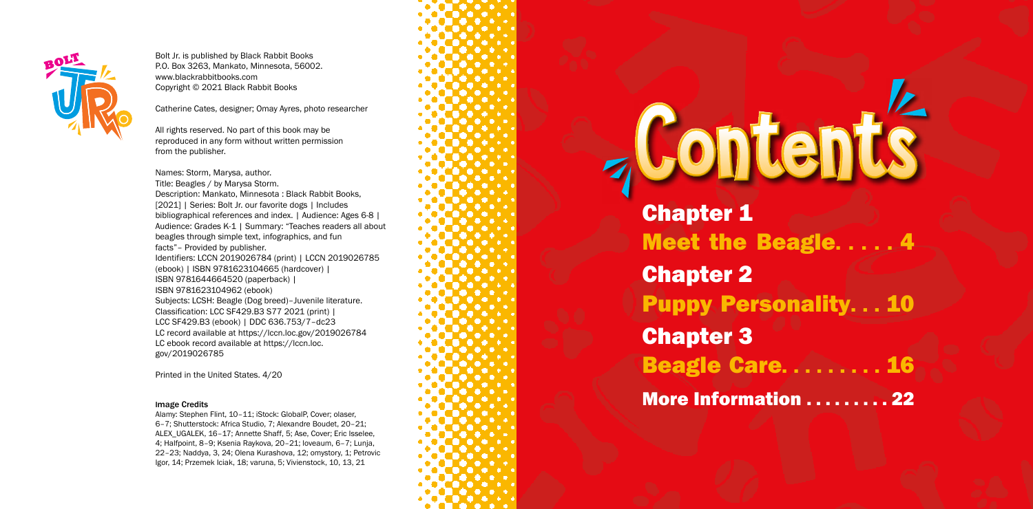Bolt Jr. is published by Black Rabbit Books
P.O. Box 3263, Mankato, Minnesota, 56002.
www.blackrabbitbooks.com
Copyright © 2021 Black Rabbit Books

Catherine Cates, designer; Omay Ayres, photo researcher

All rights reserved. No part of this book may be reproduced in any form without written permission from the publisher.

Names: Storm, Marysa, author.
Title: Beagles / by Marysa Storm.
Description: Mankato, Minnesota : Black Rabbit Books, [2021] | Series: Bolt Jr. our favorite dogs | Includes bibliographical references and index. | Audience: Ages 6-8 | Audience: Grades K-1 | Summary: "Teaches readers all about beagles through simple text, infographics, and fun facts"– Provided by publisher.
Identifiers: LCCN 2019026784 (print) | LCCN 2019026785 (ebook) | ISBN 9781623104665 (hardcover) | ISBN 9781644664520 (paperback) | ISBN 9781623104962 (ebook)
Subjects: LCSH: Beagle (Dog breed)–Juvenile literature.
Classification: LCC SF429.B3 S77 2021 (print) | LCC SF429.B3 (ebook) | DDC 636.753/7–dc23
LC record available at https://lccn.loc.gov/2019026784
LC ebook record available at https://lccn.loc.gov/2019026785

Printed in the United States. 4/20

#### Image Credits

Alamy: Stephen Flint, 10–11; iStock: GlobalP, Cover; olaser, 6–7; Shutterstock: Africa Studio, 7; Alexandre Boudet, 20–21; ALEX_UGALEK, 16–17; Annette Shaff, 5; Ase, Cover; Eric Isselee, 4; Halfpoint, 8–9; Ksenia Raykova, 20–21; loveaum, 6–7; Lunja, 22–23; Naddya, 3, 24; Olena Kurashova, 12; omystory, 1; Petrovic Igor, 14; Przemek Iciak, 18; varuna, 5; Vivienstock, 10, 13, 21

# Contents

**Chapter 1**
**Meet the Beagle. . . . . 4**

**Chapter 2**
**Puppy Personality. . . 10**

**Chapter 3**
**Beagle Care. . . . . . . . . 16**

**More Information . . . . . . . . . 22**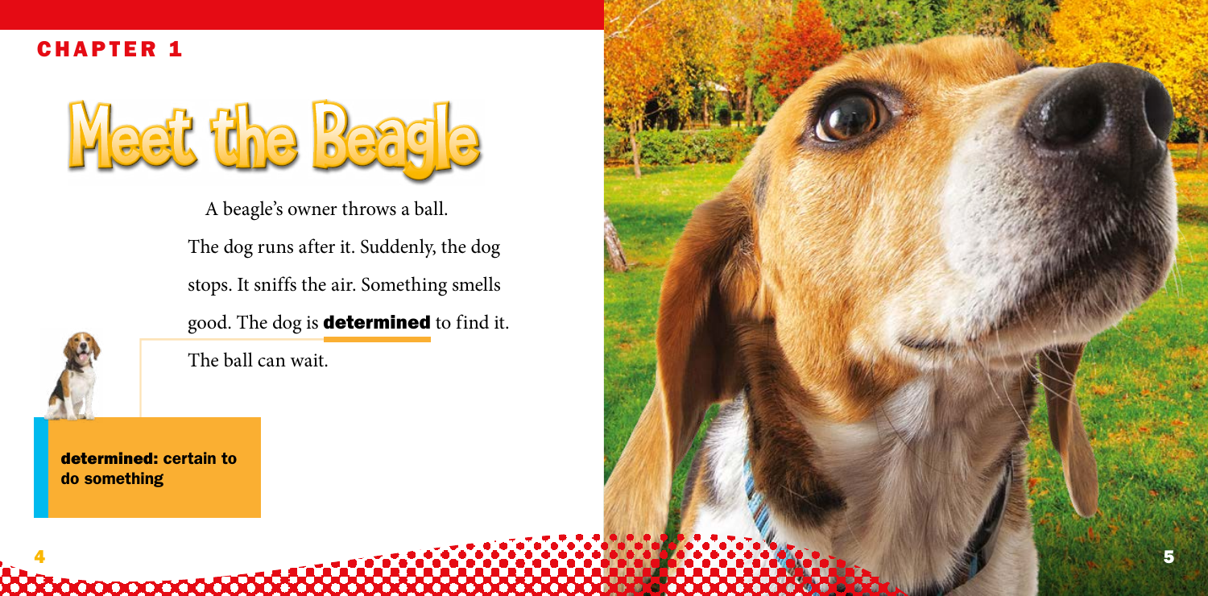CHAPTER 1

# Meet the Beagle

A beagle's owner throws a ball. The dog runs after it. Suddenly, the dog stops. It sniffs the air. Something smells good. The dog is **determined** to find it. The ball can wait.

**determined: certain to do something**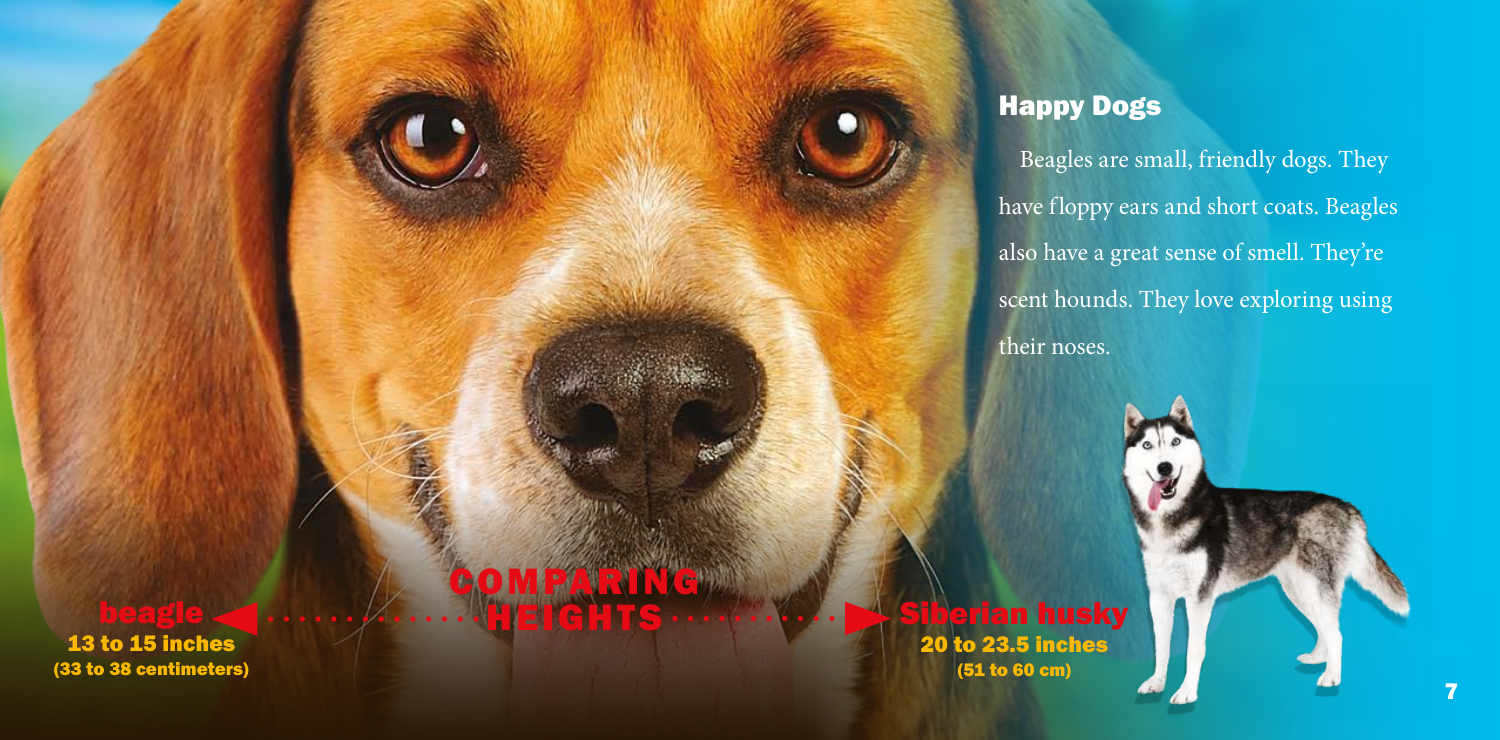## Happy Dogs

Beagles are small, friendly dogs. They have floppy ears and short coats. Beagles also have a great sense of smell. They're scent hounds. They love exploring using their noses.

**COMPARING HEIGHTS**

**beagle**
**13 to 15 inches**
**(33 to 38 centimeters)**

**Siberian husky**
**20 to 23.5 inches**
**(51 to 60 cm)**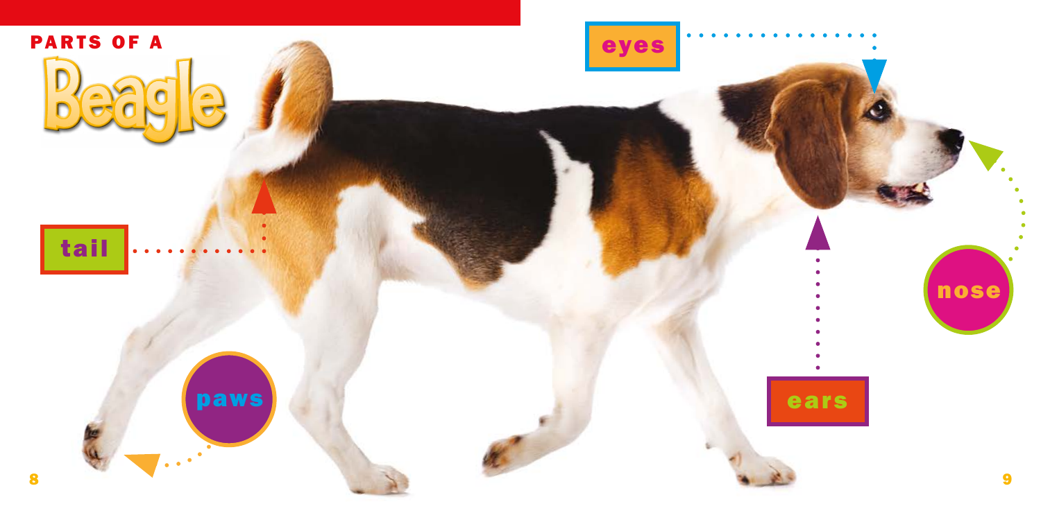# PARTS OF A Beagle

tail

paws

eyes

ears

nose